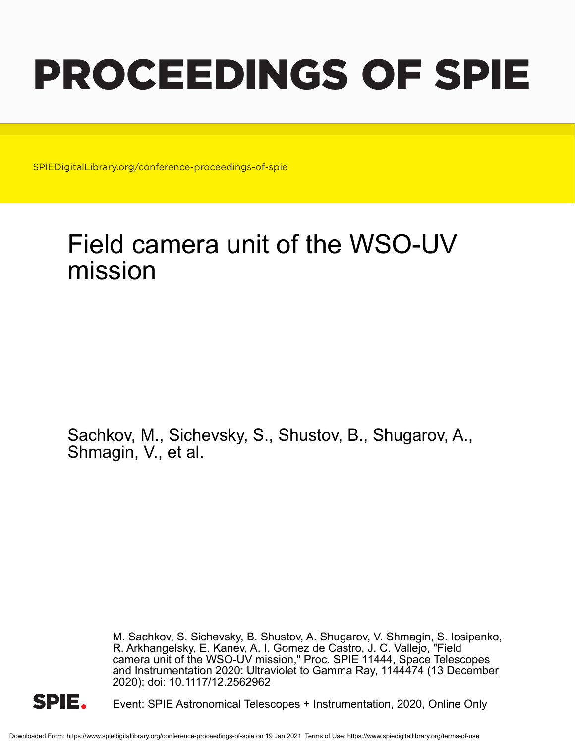# PROCEEDINGS OF SPIE

SPIEDigitalLibrary.org/conference-proceedings-of-spie

## Field camera unit of the WSO-UV mission

Sachkov, M., Sichevsky, S., Shustov, B., Shugarov, A., Shmagin, V., et al.

M. Sachkov, S. Sichevsky, B. Shustov, A. Shugarov, V. Shmagin, S. Iosipenko, R. Arkhangelsky, E. Kanev, A. I. Gomez de Castro, J. C. Vallejo, "Field camera unit of the WSO-UV mission," Proc. SPIE 11444, Space Telescopes and Instrumentation 2020: Ultraviolet to Gamma Ray, 1144474 (13 December 2020); doi: 10.1117/12.2562962

Event: SPIE Astronomical Telescopes + Instrumentation, 2020, Online Only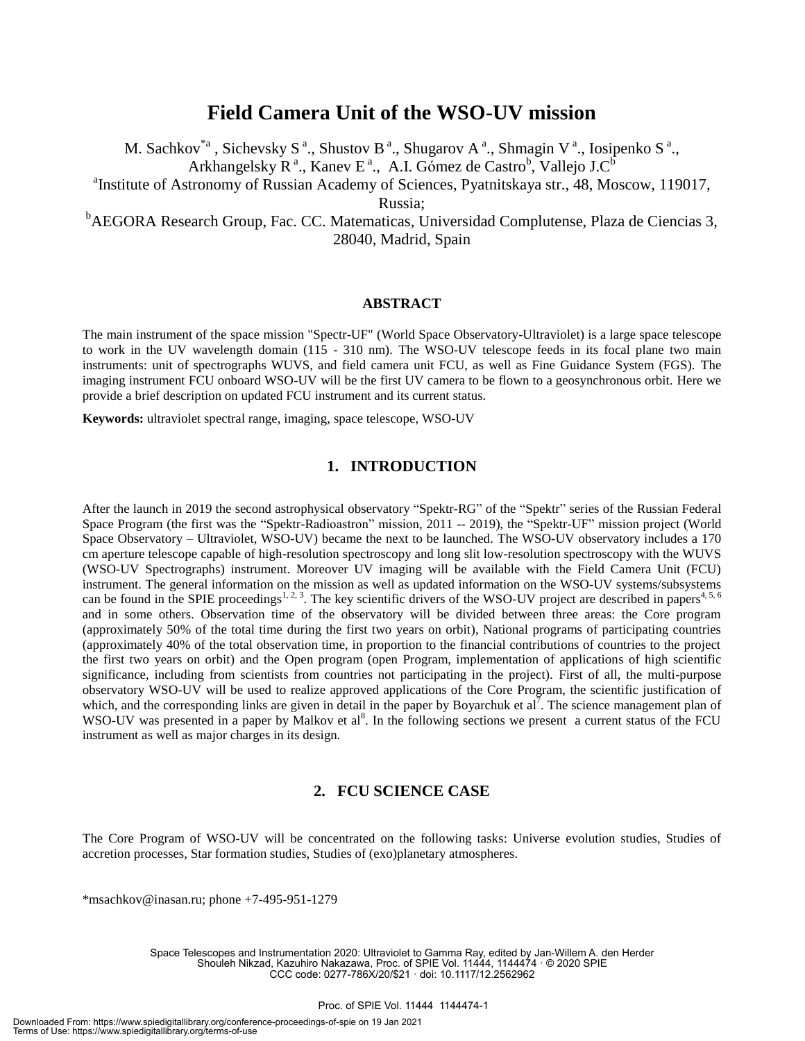# Field Camera Unit of the WSO-UV mission

M. Sachkov[*a] , Sichevsky S [a]., Shustov B [a]., Shugarov A [a]., Shmagin V [a]., Iosipenko S [a]., Arkhangelsky R [a]., Kanev E [a]., A.I. Gómez de Castro[b], Vallejo J.C[b]

[a]Institute of Astronomy of Russian Academy of Sciences, Pyatnitskaya str., 48, Moscow, 119017, Russia;

[b]AEGORA Research Group, Fac. CC. Matematicas, Universidad Complutense, Plaza de Ciencias 3, 28040, Madrid, Spain

## ABSTRACT

The main instrument of the space mission "Spectr-UF" (World Space Observatory-Ultraviolet) is a large space telescope to work in the UV wavelength domain (115 - 310 nm). The WSO-UV telescope feeds in its focal plane two main instruments: unit of spectrographs WUVS, and field camera unit FCU, as well as Fine Guidance System (FGS). The imaging instrument FCU onboard WSO-UV will be the first UV camera to be flown to a geosynchronous orbit. Here we provide a brief description on updated FCU instrument and its current status.

**Keywords:** ultraviolet spectral range, imaging, space telescope, WSO-UV

## 1. INTRODUCTION

After the launch in 2019 the second astrophysical observatory “Spektr-RG” of the “Spektr” series of the Russian Federal Space Program (the first was the “Spektr-Radioastron” mission, 2011 -- 2019), the “Spektr-UF” mission project (World Space Observatory – Ultraviolet, WSO-UV) became the next to be launched. The WSO-UV observatory includes a 170 cm aperture telescope capable of high-resolution spectroscopy and long slit low-resolution spectroscopy with the WUVS (WSO-UV Spectrographs) instrument. Moreover UV imaging will be available with the Field Camera Unit (FCU) instrument. The general information on the mission as well as updated information on the WSO-UV systems/subsystems can be found in the SPIE proceedings[1, 2, 3]. The key scientific drivers of the WSO-UV project are described in papers[4, 5, 6] and in some others. Observation time of the observatory will be divided between three areas: the Core program (approximately 50% of the total time during the first two years on orbit), National programs of participating countries (approximately 40% of the total observation time, in proportion to the financial contributions of countries to the project the first two years on orbit) and the Open program (open Program, implementation of applications of high scientific significance, including from scientists from countries not participating in the project). First of all, the multi-purpose observatory WSO-UV will be used to realize approved applications of the Core Program, the scientific justification of which, and the corresponding links are given in detail in the paper by Boyarchuk et al[7]. The science management plan of WSO-UV was presented in a paper by Malkov et al[8]. In the following sections we present a current status of the FCU instrument as well as major charges in its design.

## 2. FCU SCIENCE CASE

The Core Program of WSO-UV will be concentrated on the following tasks: Universe evolution studies, Studies of accretion processes, Star formation studies, Studies of (exo)planetary atmospheres.

*msachkov@inasan.ru; phone +7-495-951-1279

Space Telescopes and Instrumentation 2020: Ultraviolet to Gamma Ray, edited by Jan-Willem A. den Herder Shouleh Nikzad, Kazuhiro Nakazawa, Proc. of SPIE Vol. 11444, 1144474 · © 2020 SPIE CCC code: 0277-786X/20/$21 · doi: 10.1117/12.2562962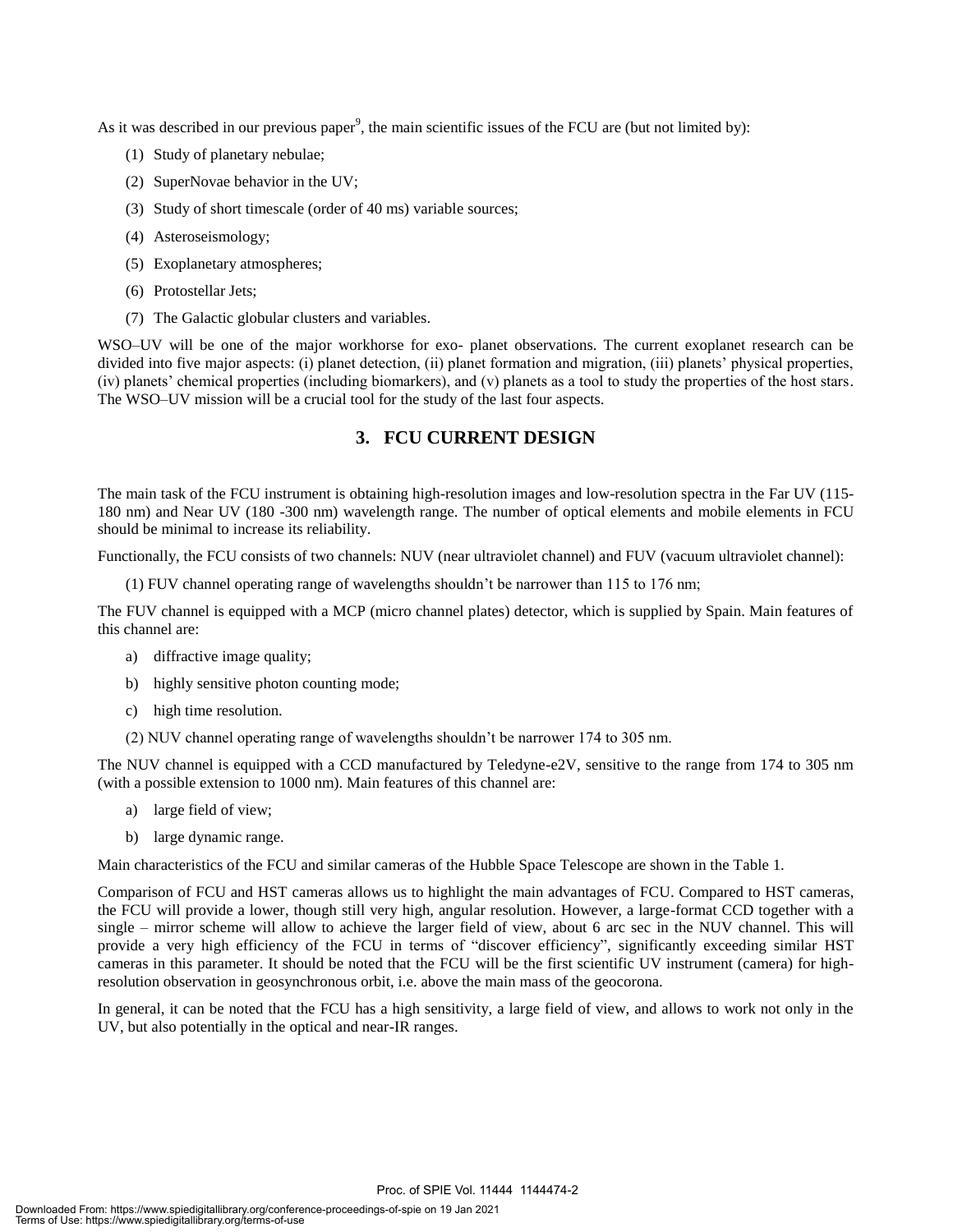As it was described in our previous paper[9], the main scientific issues of the FCU are (but not limited by):

(1) Study of planetary nebulae;

(2) SuperNovae behavior in the UV;

(3) Study of short timescale (order of 40 ms) variable sources;

(4) Asteroseismology;

(5) Exoplanetary atmospheres;

(6) Protostellar Jets;

(7) The Galactic globular clusters and variables.

WSO–UV will be one of the major workhorse for exo- planet observations. The current exoplanet research can be divided into five major aspects: (i) planet detection, (ii) planet formation and migration, (iii) planets' physical properties, (iv) planets' chemical properties (including biomarkers), and (v) planets as a tool to study the properties of the host stars. The WSO–UV mission will be a crucial tool for the study of the last four aspects.

## 3. FCU CURRENT DESIGN

The main task of the FCU instrument is obtaining high-resolution images and low-resolution spectra in the Far UV (115-180 nm) and Near UV (180 -300 nm) wavelength range. The number of optical elements and mobile elements in FCU should be minimal to increase its reliability.

Functionally, the FCU consists of two channels: NUV (near ultraviolet channel) and FUV (vacuum ultraviolet channel):

(1) FUV channel operating range of wavelengths shouldn't be narrower than 115 to 176 nm;

The FUV channel is equipped with a MCP (micro channel plates) detector, which is supplied by Spain. Main features of this channel are:

a) diffractive image quality;

b) highly sensitive photon counting mode;

c) high time resolution.

(2) NUV channel operating range of wavelengths shouldn't be narrower 174 to 305 nm.

The NUV channel is equipped with a CCD manufactured by Teledyne-e2V, sensitive to the range from 174 to 305 nm (with a possible extension to 1000 nm). Main features of this channel are:

a) large field of view;

b) large dynamic range.

Main characteristics of the FCU and similar cameras of the Hubble Space Telescope are shown in the Table 1.

Comparison of FCU and HST cameras allows us to highlight the main advantages of FCU. Compared to HST cameras, the FCU will provide a lower, though still very high, angular resolution. However, a large-format CCD together with a single – mirror scheme will allow to achieve the larger field of view, about 6 arc sec in the NUV channel. This will provide a very high efficiency of the FCU in terms of "discover efficiency", significantly exceeding similar HST cameras in this parameter. It should be noted that the FCU will be the first scientific UV instrument (camera) for high-resolution observation in geosynchronous orbit, i.e. above the main mass of the geocorona.

In general, it can be noted that the FCU has a high sensitivity, a large field of view, and allows to work not only in the UV, but also potentially in the optical and near-IR ranges.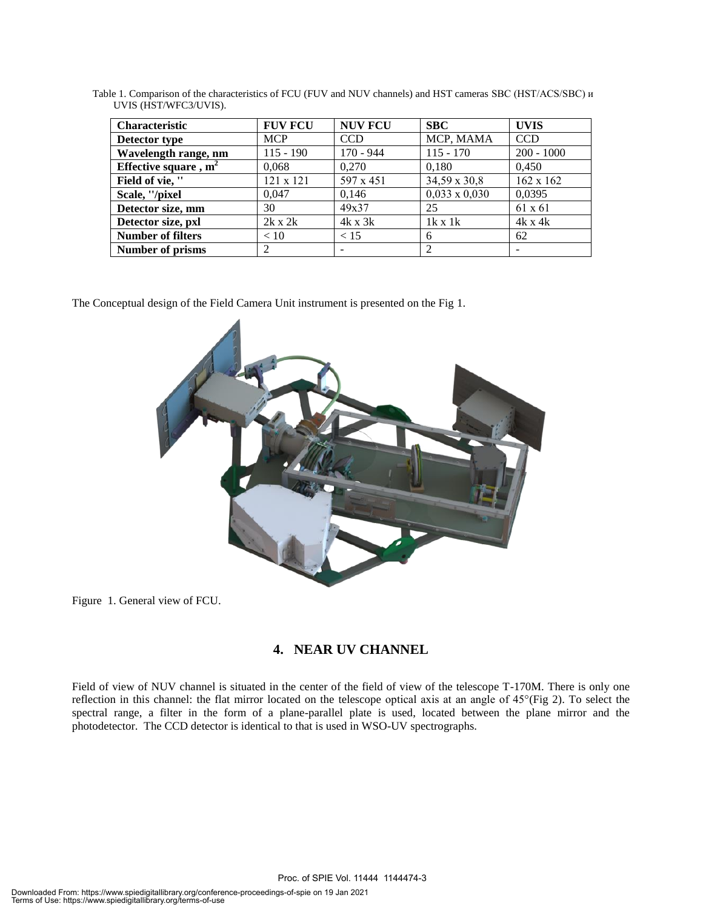Table 1. Comparison of the characteristics of FCU (FUV and NUV channels) and HST cameras SBC (HST/ACS/SBC) и UVIS (HST/WFC3/UVIS).

| Characteristic | FUV FCU | NUV FCU | SBC | UVIS |
|---|---|---|---|---|
| Detector type | MCP | CCD | MCP, MAMA | CCD |
| Wavelength range, nm | 115 - 190 | 170 - 944 | 115 - 170 | 200 - 1000 |
| Effective square , $m^2$ | 0,068 | 0,270 | 0,180 | 0,450 |
| Field of vie, '' | 121 x 121 | 597 x 451 | 34,59 x 30,8 | 162 x 162 |
| Scale, ''/pixel | 0,047 | 0,146 | 0,033 x 0,030 | 0,0395 |
| Detector size, mm | 30 | 49x37 | 25 | 61 x 61 |
| Detector size, pxl | 2k x 2k | 4k x 3k | 1k x 1k | 4k x 4k |
| Number of filters | < 10 | < 15 | 6 | 62 |
| Number of prisms | 2 | - | 2 | - |

The Conceptual design of the Field Camera Unit instrument is presented on the Fig 1.

Figure 1. General view of FCU.

## 4. NEAR UV CHANNEL

Field of view of NUV channel is situated in the center of the field of view of the telescope T-170M. There is only one reflection in this channel: the flat mirror located on the telescope optical axis at an angle of 45°(Fig 2). To select the spectral range, a filter in the form of a plane-parallel plate is used, located between the plane mirror and the photodetector. The CCD detector is identical to that is used in WSO-UV spectrographs.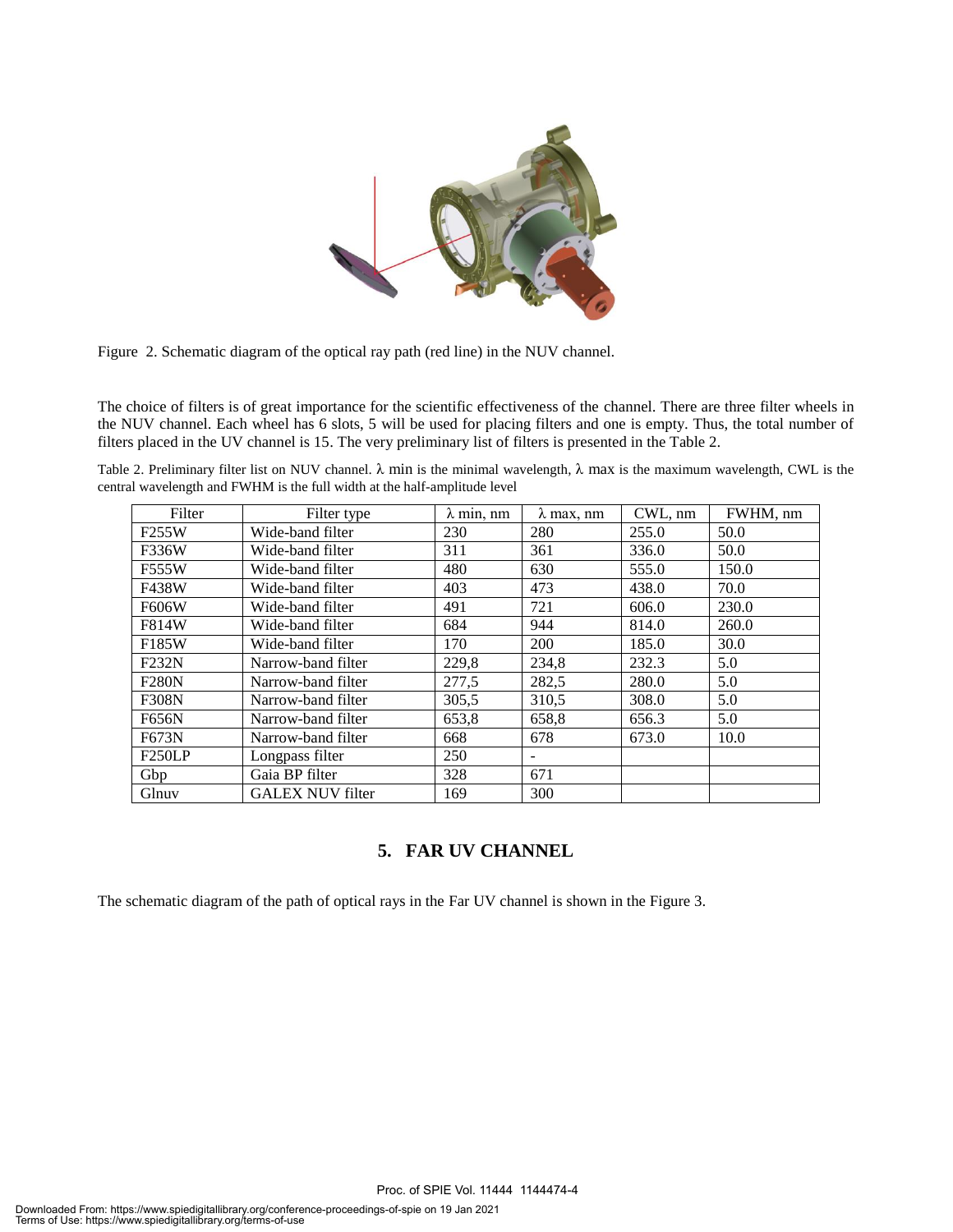Figure 2. Schematic diagram of the optical ray path (red line) in the NUV channel.

The choice of filters is of great importance for the scientific effectiveness of the channel. There are three filter wheels in the NUV channel. Each wheel has 6 slots, 5 will be used for placing filters and one is empty. Thus, the total number of filters placed in the UV channel is 15. The very preliminary list of filters is presented in the Table 2.

Table 2. Preliminary filter list on NUV channel. λ min is the minimal wavelength, λ max is the maximum wavelength, CWL is the central wavelength and FWHM is the full width at the half-amplitude level

| Filter | Filter type | λ min, nm | λ max, nm | CWL, nm | FWHM, nm |
|---|---|---|---|---|---|
| F255W | Wide-band filter | 230 | 280 | 255.0 | 50.0 |
| F336W | Wide-band filter | 311 | 361 | 336.0 | 50.0 |
| F555W | Wide-band filter | 480 | 630 | 555.0 | 150.0 |
| F438W | Wide-band filter | 403 | 473 | 438.0 | 70.0 |
| F606W | Wide-band filter | 491 | 721 | 606.0 | 230.0 |
| F814W | Wide-band filter | 684 | 944 | 814.0 | 260.0 |
| F185W | Wide-band filter | 170 | 200 | 185.0 | 30.0 |
| F232N | Narrow-band filter | 229,8 | 234,8 | 232.3 | 5.0 |
| F280N | Narrow-band filter | 277,5 | 282,5 | 280.0 | 5.0 |
| F308N | Narrow-band filter | 305,5 | 310,5 | 308.0 | 5.0 |
| F656N | Narrow-band filter | 653,8 | 658,8 | 656.3 | 5.0 |
| F673N | Narrow-band filter | 668 | 678 | 673.0 | 10.0 |
| F250LP | Longpass filter | 250 | - | | |
| Gbp | Gaia BP filter | 328 | 671 | | |
| Glnuv | GALEX NUV filter | 169 | 300 | | |

## 5. FAR UV CHANNEL

The schematic diagram of the path of optical rays in the Far UV channel is shown in the Figure 3.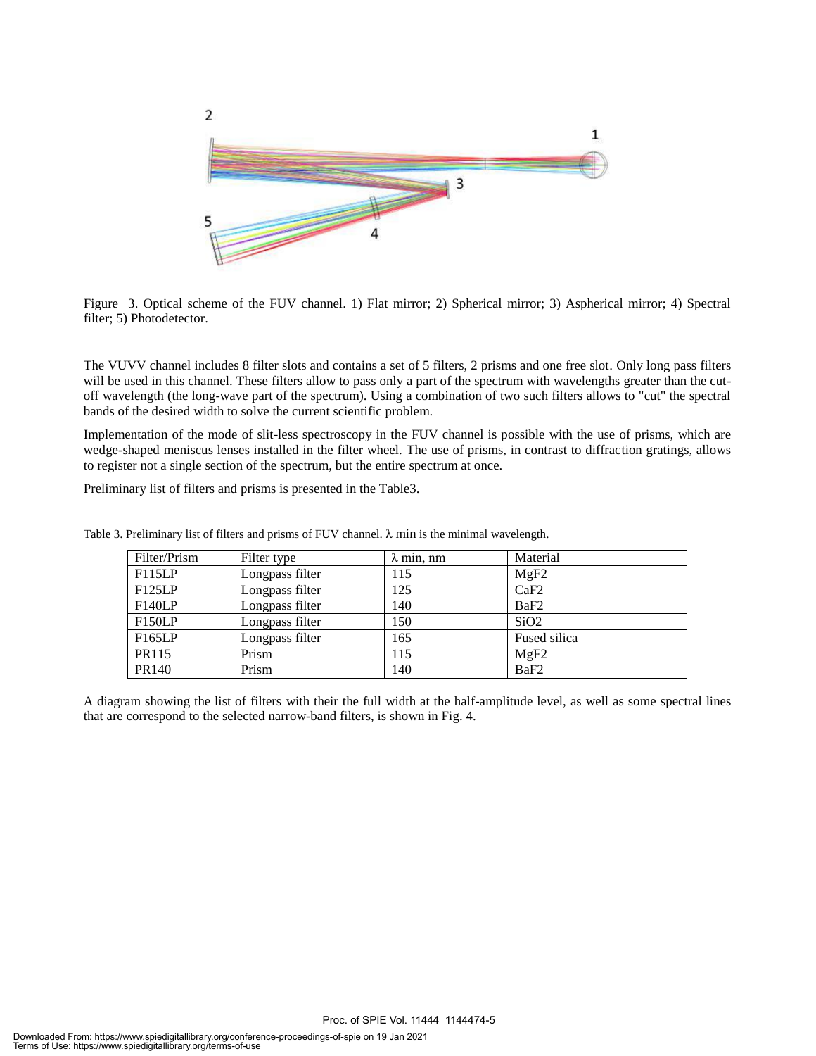Figure 3. Optical scheme of the FUV channel. 1) Flat mirror; 2) Spherical mirror; 3) Aspherical mirror; 4) Spectral filter; 5) Photodetector.

The VUVV channel includes 8 filter slots and contains a set of 5 filters, 2 prisms and one free slot. Only long pass filters will be used in this channel. These filters allow to pass only a part of the spectrum with wavelengths greater than the cut-off wavelength (the long-wave part of the spectrum). Using a combination of two such filters allows to "cut" the spectral bands of the desired width to solve the current scientific problem.

Implementation of the mode of slit-less spectroscopy in the FUV channel is possible with the use of prisms, which are wedge-shaped meniscus lenses installed in the filter wheel. The use of prisms, in contrast to diffraction gratings, allows to register not a single section of the spectrum, but the entire spectrum at once.

Preliminary list of filters and prisms is presented in the Table3.

Table 3. Preliminary list of filters and prisms of FUV channel. λ min is the minimal wavelength.

| Filter/Prism | Filter type | λ min, nm | Material |
| --- | --- | --- | --- |
| F115LP | Longpass filter | 115 | $MgF_2$ |
| F125LP | Longpass filter | 125 | $CaF_2$ |
| F140LP | Longpass filter | 140 | $BaF_2$ |
| F150LP | Longpass filter | 150 | $SiO_2$ |
| F165LP | Longpass filter | 165 | Fused silica |
| PR115 | Prism | 115 | $MgF_2$ |
| PR140 | Prism | 140 | $BaF_2$ |

A diagram showing the list of filters with their the full width at the half-amplitude level, as well as some spectral lines that are correspond to the selected narrow-band filters, is shown in Fig. 4.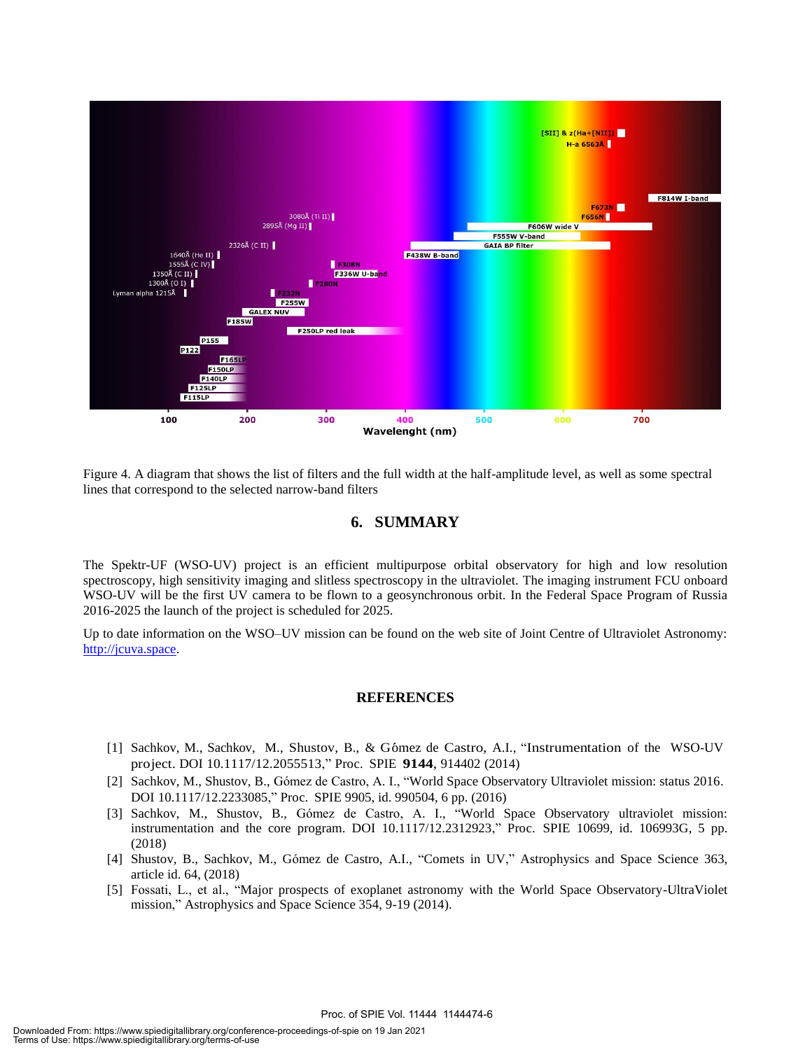Figure 4. A diagram that shows the list of filters and the full width at the half-amplitude level, as well as some spectral lines that correspond to the selected narrow-band filters

## 6. SUMMARY

The Spektr-UF (WSO-UV) project is an efficient multipurpose orbital observatory for high and low resolution spectroscopy, high sensitivity imaging and slitless spectroscopy in the ultraviolet. The imaging instrument FCU onboard WSO-UV will be the first UV camera to be flown to a geosynchronous orbit. In the Federal Space Program of Russia 2016-2025 the launch of the project is scheduled for 2025.

Up to date information on the WSO–UV mission can be found on the web site of Joint Centre of Ultraviolet Astronomy: http://jcuva.space.

## REFERENCES

[1] Sachkov, M., Sachkov, M., Shustov, B., & Gómez de Castro, A.I., "Instrumentation of the WSO-UV project. DOI 10.1117/12.2055513," Proc. SPIE **9144**, 914402 (2014)

[2] Sachkov, M., Shustov, B., Gómez de Castro, A. I., "World Space Observatory Ultraviolet mission: status 2016. DOI 10.1117/12.2233085," Proc. SPIE 9905, id. 990504, 6 pp. (2016)

[3] Sachkov, M., Shustov, B., Gómez de Castro, A. I., "World Space Observatory ultraviolet mission: instrumentation and the core program. DOI 10.1117/12.2312923," Proc. SPIE 10699, id. 106993G, 5 pp. (2018)

[4] Shustov, B., Sachkov, M., Gómez de Castro, A.I., "Comets in UV," Astrophysics and Space Science 363, article id. 64, (2018)

[5] Fossati, L., et al., "Major prospects of exoplanet astronomy with the World Space Observatory-UltraViolet mission," Astrophysics and Space Science 354, 9-19 (2014).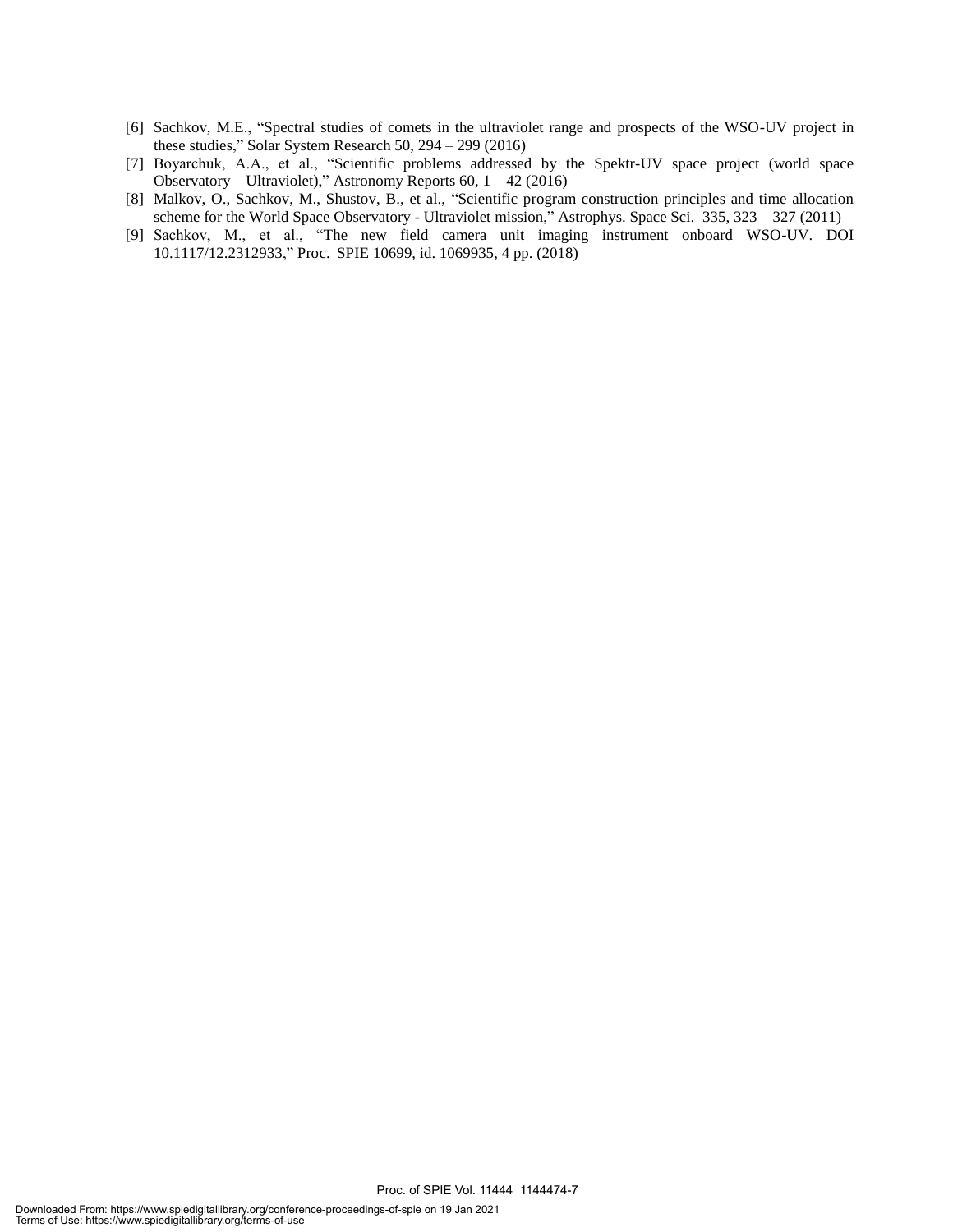[6] Sachkov, M.E., "Spectral studies of comets in the ultraviolet range and prospects of the WSO-UV project in these studies," Solar System Research 50, 294 – 299 (2016)

[7] Boyarchuk, A.A., et al., "Scientific problems addressed by the Spektr-UV space project (world space Observatory—Ultraviolet)," Astronomy Reports 60, 1 – 42 (2016)

[8] Malkov, O., Sachkov, M., Shustov, B., et al., "Scientific program construction principles and time allocation scheme for the World Space Observatory - Ultraviolet mission," Astrophys. Space Sci. 335, 323 – 327 (2011)

[9] Sachkov, M., et al., "The new field camera unit imaging instrument onboard WSO-UV. DOI 10.1117/12.2312933," Proc. SPIE 10699, id. 1069935, 4 pp. (2018)